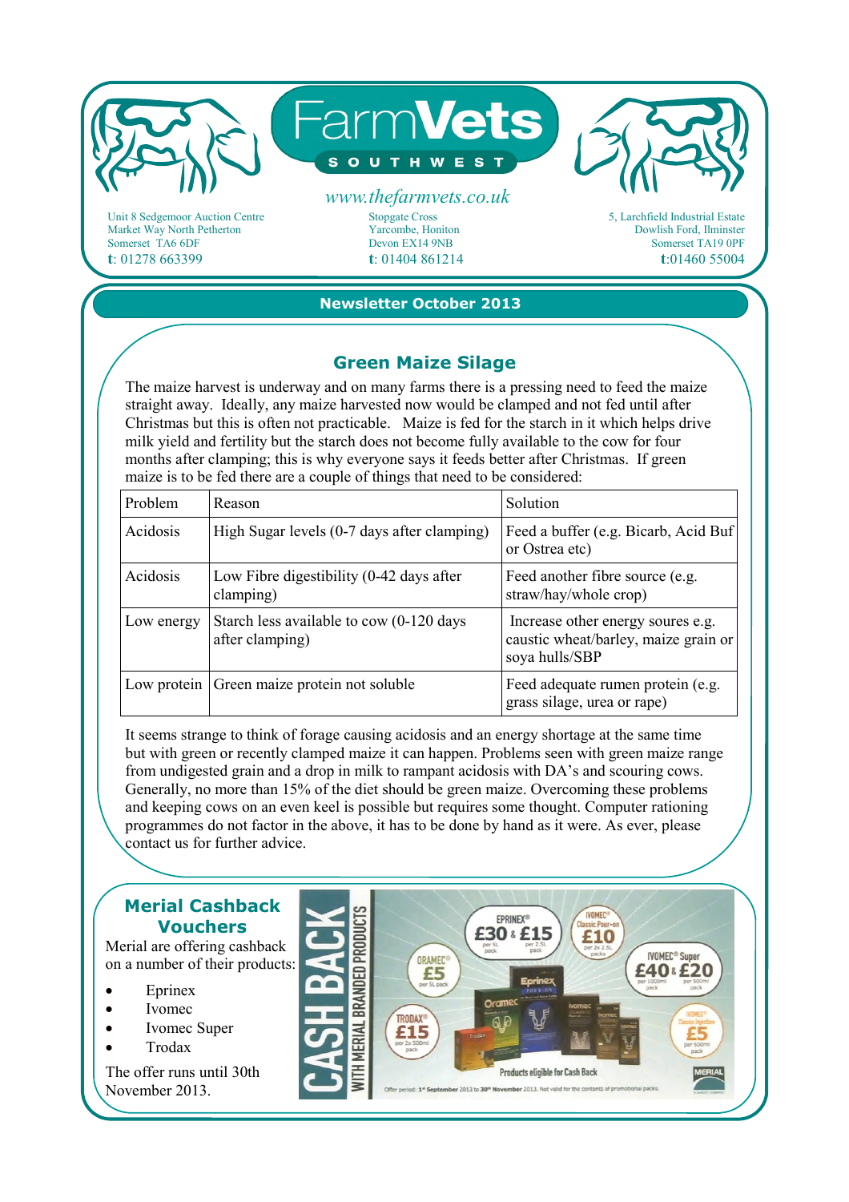# FarmVets SOUTH WEST

www.thefarmvets.co.uk

Unit 8 Sedgemoor Auction Centre
Market Way North Petherton
Somerset TA6 6DF
**t**: 01278 663399

Stopgate Cross
Yarcombe, Honiton
Devon EX14 9NB
**t**: 01404 861214

5, Larchfield Industrial Estate
Dowlish Ford, Ilminster
Somerset TA19 0PF
**t**:01460 55004

**Newsletter October 2013**

## Green Maize Silage

The maize harvest is underway and on many farms there is a pressing need to feed the maize straight away. Ideally, any maize harvested now would be clamped and not fed until after Christmas but this is often not practicable. Maize is fed for the starch in it which helps drive milk yield and fertility but the starch does not become fully available to the cow for four months after clamping; this is why everyone says it feeds better after Christmas. If green maize is to be fed there are a couple of things that need to be considered:

| Problem | Reason | Solution |
|---|---|---|
| Acidosis | High Sugar levels (0-7 days after clamping) | Feed a buffer (e.g. Bicarb, Acid Buf or Ostrea etc) |
| Acidosis | Low Fibre digestibility (0-42 days after clamping) | Feed another fibre source (e.g. straw/hay/whole crop) |
| Low energy | Starch less available to cow (0-120 days after clamping) | Increase other energy soures e.g. caustic wheat/barley, maize grain or soya hulls/SBP |
| Low protein | Green maize protein not soluble | Feed adequate rumen protein (e.g. grass silage, urea or rape) |

It seems strange to think of forage causing acidosis and an energy shortage at the same time but with green or recently clamped maize it can happen. Problems seen with green maize range from undigested grain and a drop in milk to rampant acidosis with DA's and scouring cows. Generally, no more than 15% of the diet should be green maize. Overcoming these problems and keeping cows on an even keel is possible but requires some thought. Computer rationing programmes do not factor in the above, it has to be done by hand as it were. As ever, please contact us for further advice.

## Merial Cashback Vouchers

Merial are offering cashback on a number of their products:

- Eprinex
- Ivomec
- Ivomec Super
- Trodax

The offer runs until 30th November 2013.

CASH BACK WITH MERIAL BRANDED PRODUCTS

EPRINEX® £30 & £15 (per 5L pack, per 2.5L pack)
IVOMEC® Classic Pour-on £10 (per 2x 2.5L packs)
ORAMEC® £5 (per 5L pack)
IVOMEC® Super £40 & £20 (per 1000ml pack, per 500ml pack)
TRODAX® £15 (per 2x 500ml pack)
IVOMEC® Classic Injection £5 (per 500ml pack)

Products eligible for Cash Back

Offer period: 1st September 2013 to 30th November 2013. Not valid for the contents of promotional packs.

MERIAL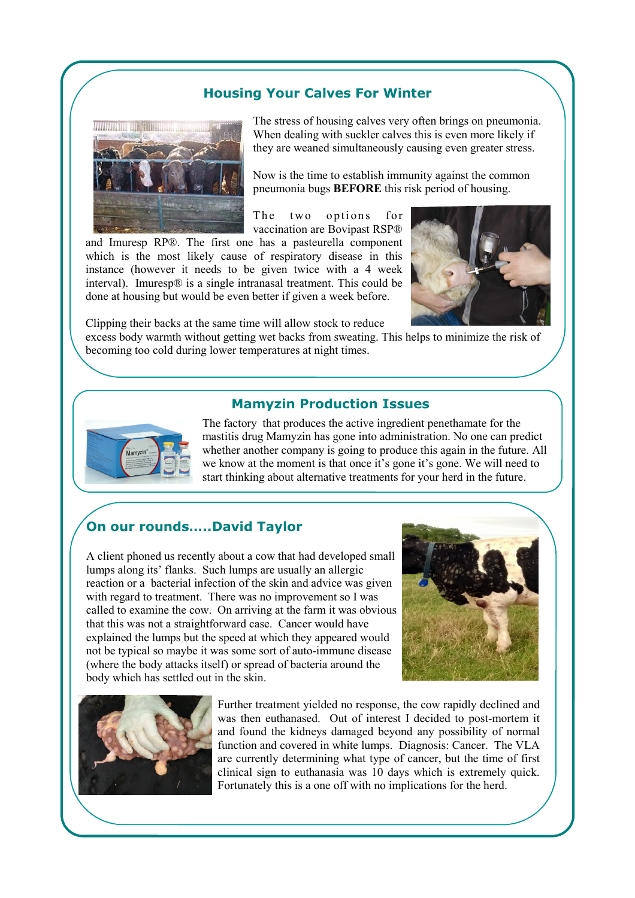## Housing Your Calves For Winter

The stress of housing calves very often brings on pneumonia. When dealing with suckler calves this is even more likely if they are weaned simultaneously causing even greater stress.

Now is the time to establish immunity against the common pneumonia bugs **BEFORE** this risk period of housing.

The two options for vaccination are Bovipast RSP® and Imuresp RP®. The first one has a pasteurella component which is the most likely cause of respiratory disease in this instance (however it needs to be given twice with a 4 week interval). Imuresp® is a single intranasal treatment. This could be done at housing but would be even better if given a week before.

Clipping their backs at the same time will allow stock to reduce excess body warmth without getting wet backs from sweating. This helps to minimize the risk of becoming too cold during lower temperatures at night times.

## Mamyzin Production Issues

The factory that produces the active ingredient penethamate for the mastitis drug Mamyzin has gone into administration. No one can predict whether another company is going to produce this again in the future. All we know at the moment is that once it's gone it's gone. We will need to start thinking about alternative treatments for your herd in the future.

## On our rounds.....David Taylor

A client phoned us recently about a cow that had developed small lumps along its' flanks. Such lumps are usually an allergic reaction or a bacterial infection of the skin and advice was given with regard to treatment. There was no improvement so I was called to examine the cow. On arriving at the farm it was obvious that this was not a straightforward case. Cancer would have explained the lumps but the speed at which they appeared would not be typical so maybe it was some sort of auto-immune disease (where the body attacks itself) or spread of bacteria around the body which has settled out in the skin.

Further treatment yielded no response, the cow rapidly declined and was then euthanased. Out of interest I decided to post-mortem it and found the kidneys damaged beyond any possibility of normal function and covered in white lumps. Diagnosis: Cancer. The VLA are currently determining what type of cancer, but the time of first clinical sign to euthanasia was 10 days which is extremely quick. Fortunately this is a one off with no implications for the herd.